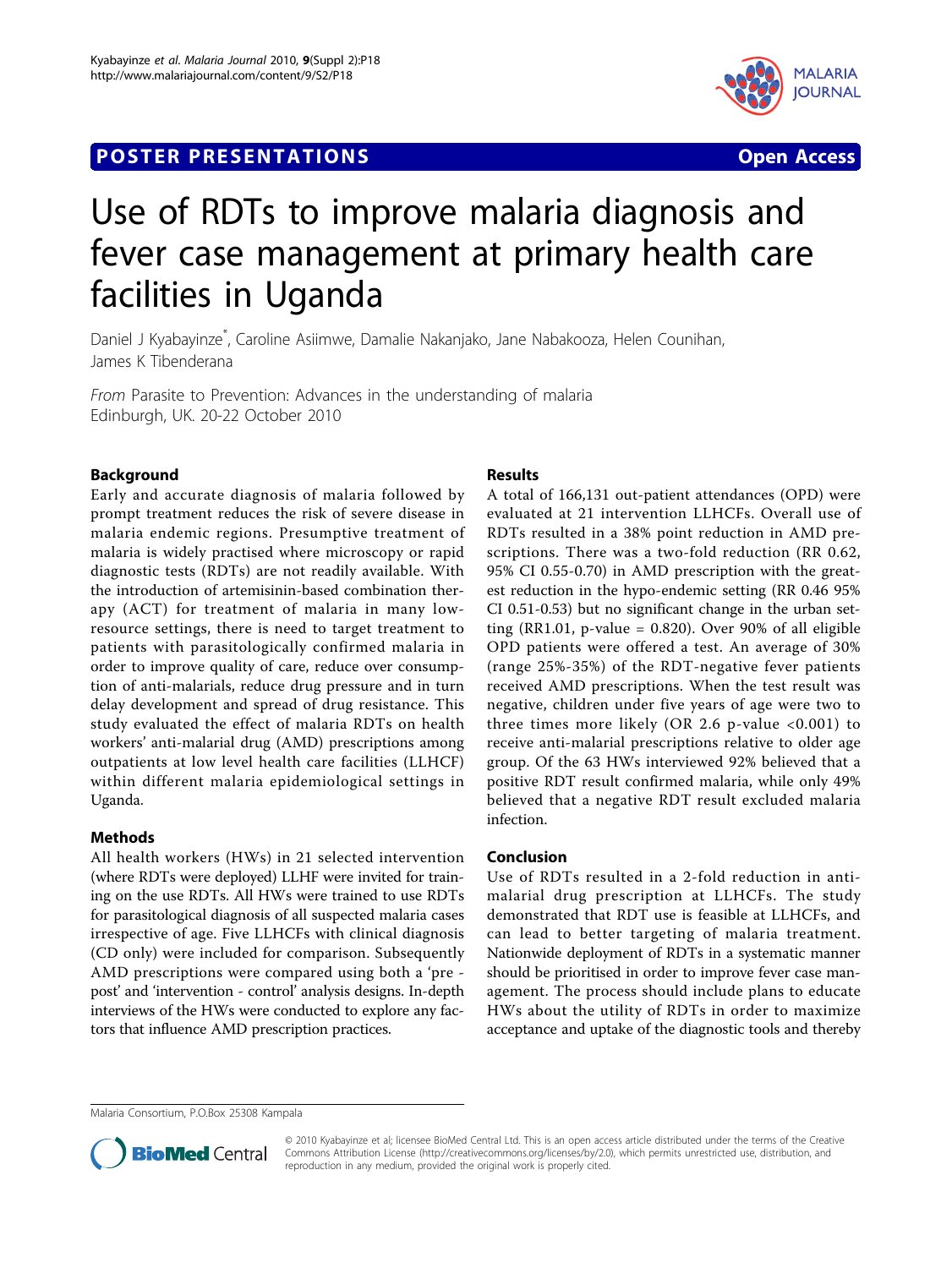**POSTER PRESENTATIONS** **Open Access**

# Use of RDTs to improve malaria diagnosis and fever case management at primary health care facilities in Uganda

Daniel J Kyabayinze*, Caroline Asiimwe, Damalie Nakanjako, Jane Nabakooza, Helen Counihan, James K Tibenderana

*From* Parasite to Prevention: Advances in the understanding of malaria
Edinburgh, UK. 20-22 October 2010

## Background

Early and accurate diagnosis of malaria followed by prompt treatment reduces the risk of severe disease in malaria endemic regions. Presumptive treatment of malaria is widely practised where microscopy or rapid diagnostic tests (RDTs) are not readily available. With the introduction of artemisinin-based combination therapy (ACT) for treatment of malaria in many low-resource settings, there is need to target treatment to patients with parasitologically confirmed malaria in order to improve quality of care, reduce over consumption of anti-malarials, reduce drug pressure and in turn delay development and spread of drug resistance. This study evaluated the effect of malaria RDTs on health workers' anti-malarial drug (AMD) prescriptions among outpatients at low level health care facilities (LLHCF) within different malaria epidemiological settings in Uganda.

## Methods

All health workers (HWs) in 21 selected intervention (where RDTs were deployed) LLHF were invited for training on the use RDTs. All HWs were trained to use RDTs for parasitological diagnosis of all suspected malaria cases irrespective of age. Five LLHCFs with clinical diagnosis (CD only) were included for comparison. Subsequently AMD prescriptions were compared using both a 'pre - post' and 'intervention - control' analysis designs. In-depth interviews of the HWs were conducted to explore any factors that influence AMD prescription practices.

## Results

A total of 166,131 out-patient attendances (OPD) were evaluated at 21 intervention LLHCFs. Overall use of RDTs resulted in a 38% point reduction in AMD prescriptions. There was a two-fold reduction (RR 0.62, 95% CI 0.55-0.70) in AMD prescription with the greatest reduction in the hypo-endemic setting (RR 0.46 95% CI 0.51-0.53) but no significant change in the urban setting (RR1.01, p-value = 0.820). Over 90% of all eligible OPD patients were offered a test. An average of 30% (range 25%-35%) of the RDT-negative fever patients received AMD prescriptions. When the test result was negative, children under five years of age were two to three times more likely (OR 2.6 p-value <0.001) to receive anti-malarial prescriptions relative to older age group. Of the 63 HWs interviewed 92% believed that a positive RDT result confirmed malaria, while only 49% believed that a negative RDT result excluded malaria infection.

## Conclusion

Use of RDTs resulted in a 2-fold reduction in anti-malarial drug prescription at LLHCFs. The study demonstrated that RDT use is feasible at LLHCFs, and can lead to better targeting of malaria treatment. Nationwide deployment of RDTs in a systematic manner should be prioritised in order to improve fever case management. The process should include plans to educate HWs about the utility of RDTs in order to maximize acceptance and uptake of the diagnostic tools and thereby

Malaria Consortium, P.O.Box 25308 Kampala

© 2010 Kyabayinze et al; licensee BioMed Central Ltd. This is an open access article distributed under the terms of the Creative Commons Attribution License (http://creativecommons.org/licenses/by/2.0), which permits unrestricted use, distribution, and reproduction in any medium, provided the original work is properly cited.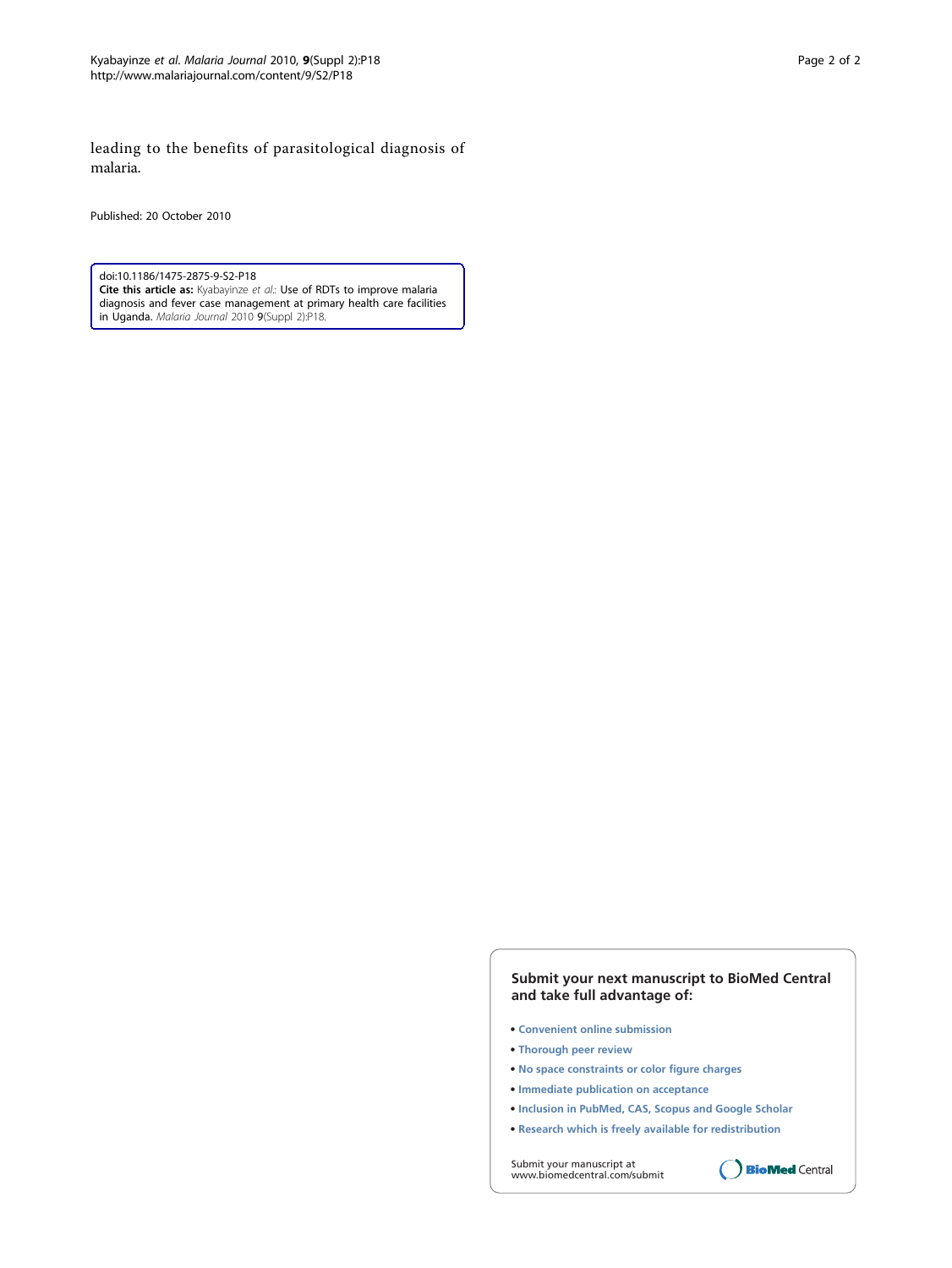leading to the benefits of parasitological diagnosis of malaria.

Published: 20 October 2010

doi:10.1186/1475-2875-9-S2-P18
**Cite this article as:** Kyabayinze *et al.*: Use of RDTs to improve malaria diagnosis and fever case management at primary health care facilities in Uganda. *Malaria Journal* 2010 **9**(Suppl 2):P18.

**Submit your next manuscript to BioMed Central and take full advantage of:**

- **Convenient online submission**
- **Thorough peer review**
- **No space constraints or color figure charges**
- **Immediate publication on acceptance**
- **Inclusion in PubMed, CAS, Scopus and Google Scholar**
- **Research which is freely available for redistribution**

Submit your manuscript at
www.biomedcentral.com/submit

BioMed Central